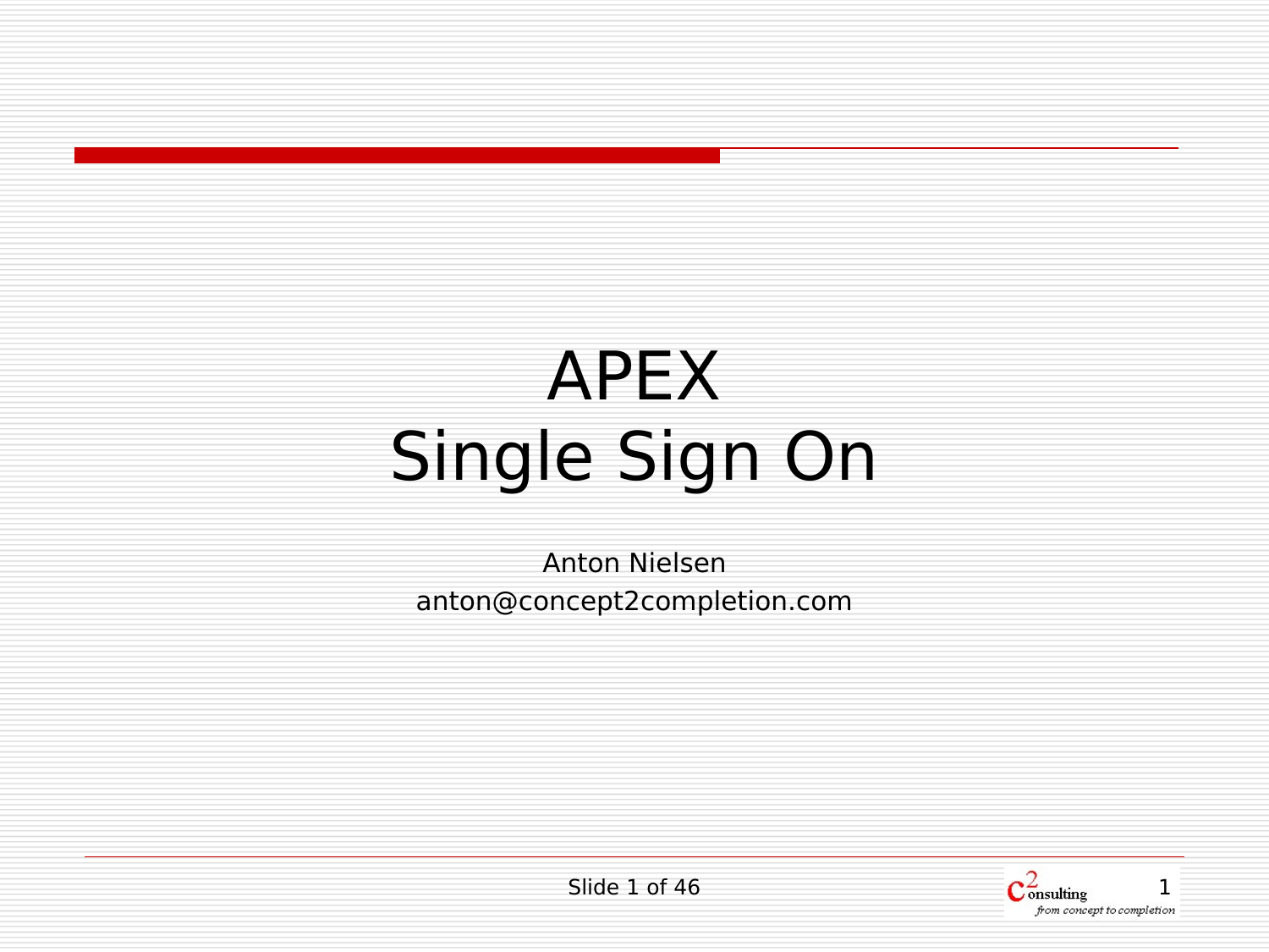# APEX
# Single Sign On

Anton Nielsen
anton@concept2completion.com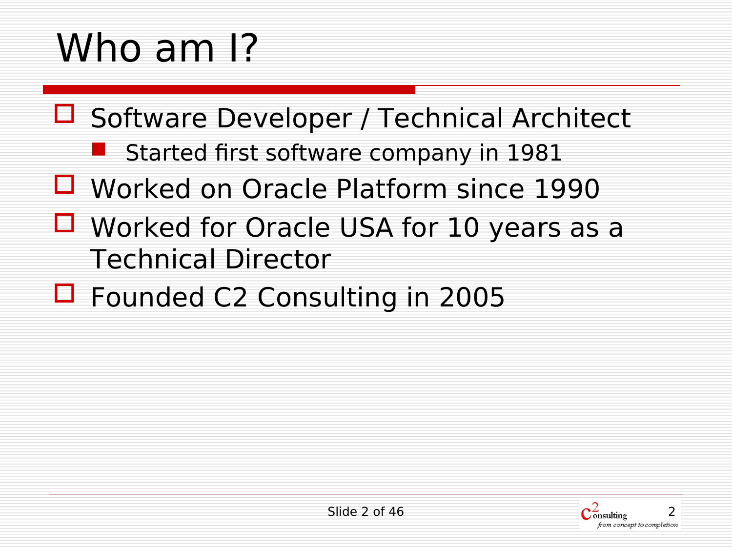# Who am I?

- Software Developer / Technical Architect
  - Started first software company in 1981
- Worked on Oracle Platform since 1990
- Worked for Oracle USA for 10 years as a Technical Director
- Founded C2 Consulting in 2005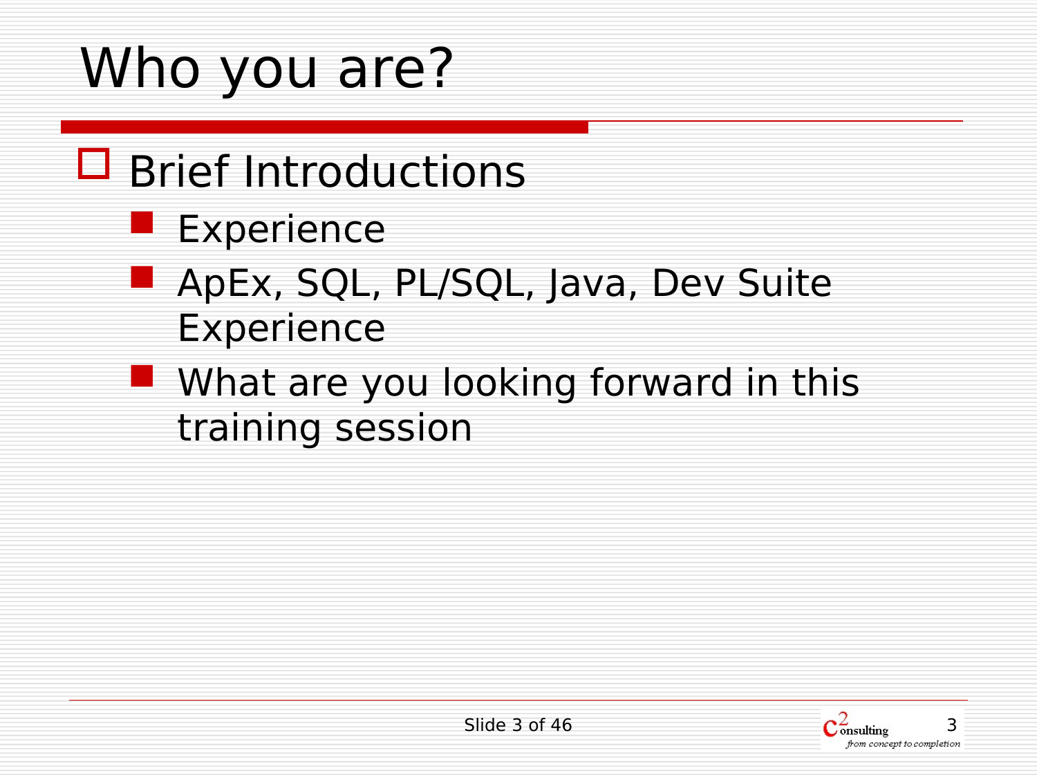# Who you are?

- Brief Introductions
  - Experience
  - ApEx, SQL, PL/SQL, Java, Dev Suite Experience
  - What are you looking forward in this training session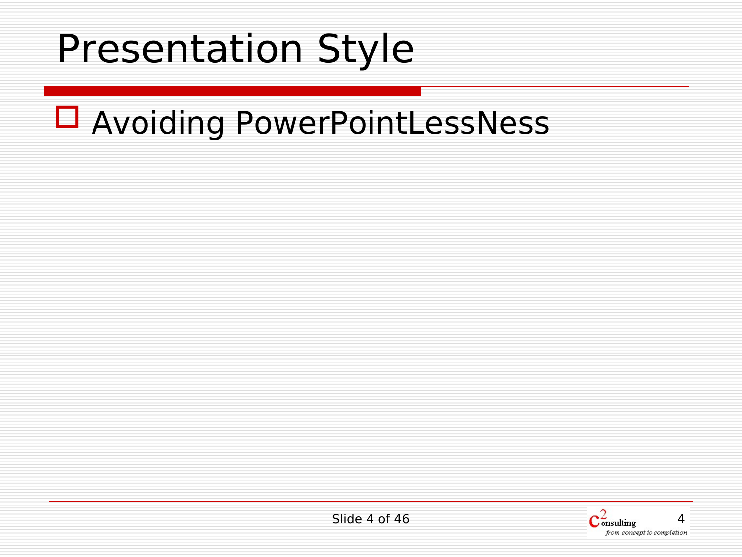# Presentation Style

- Avoiding PowerPointLessNess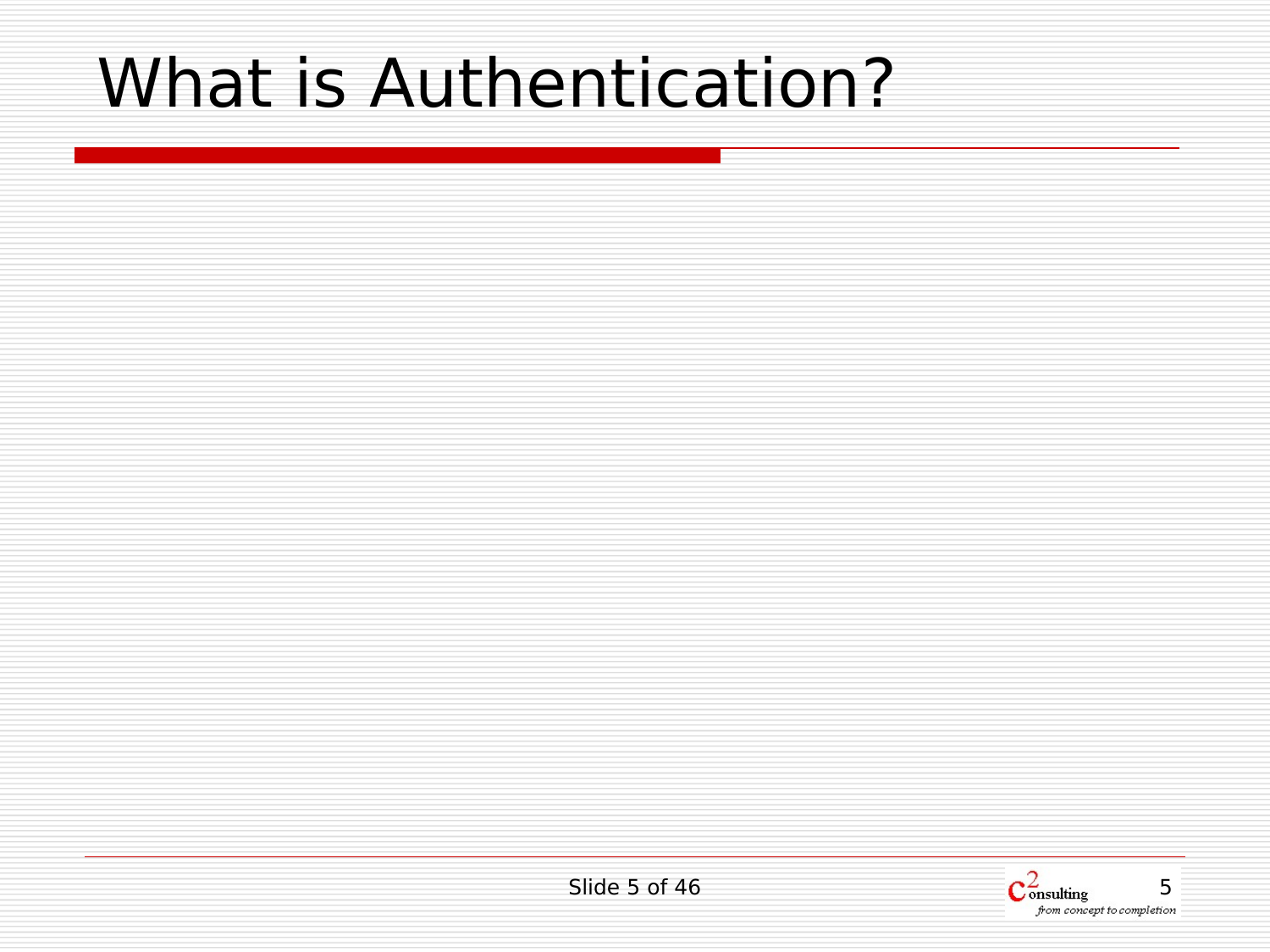# What is Authentication?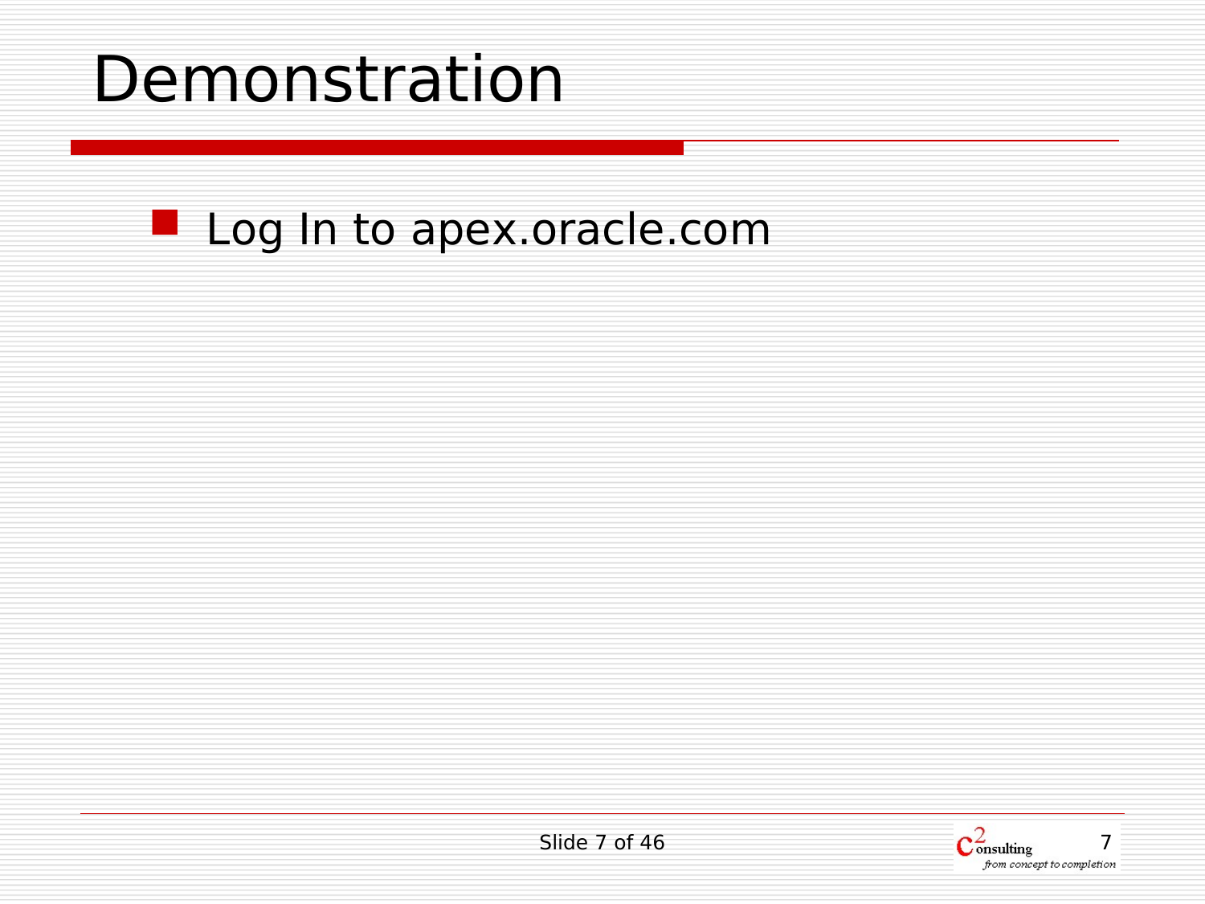# Demonstration

- Log In to apex.oracle.com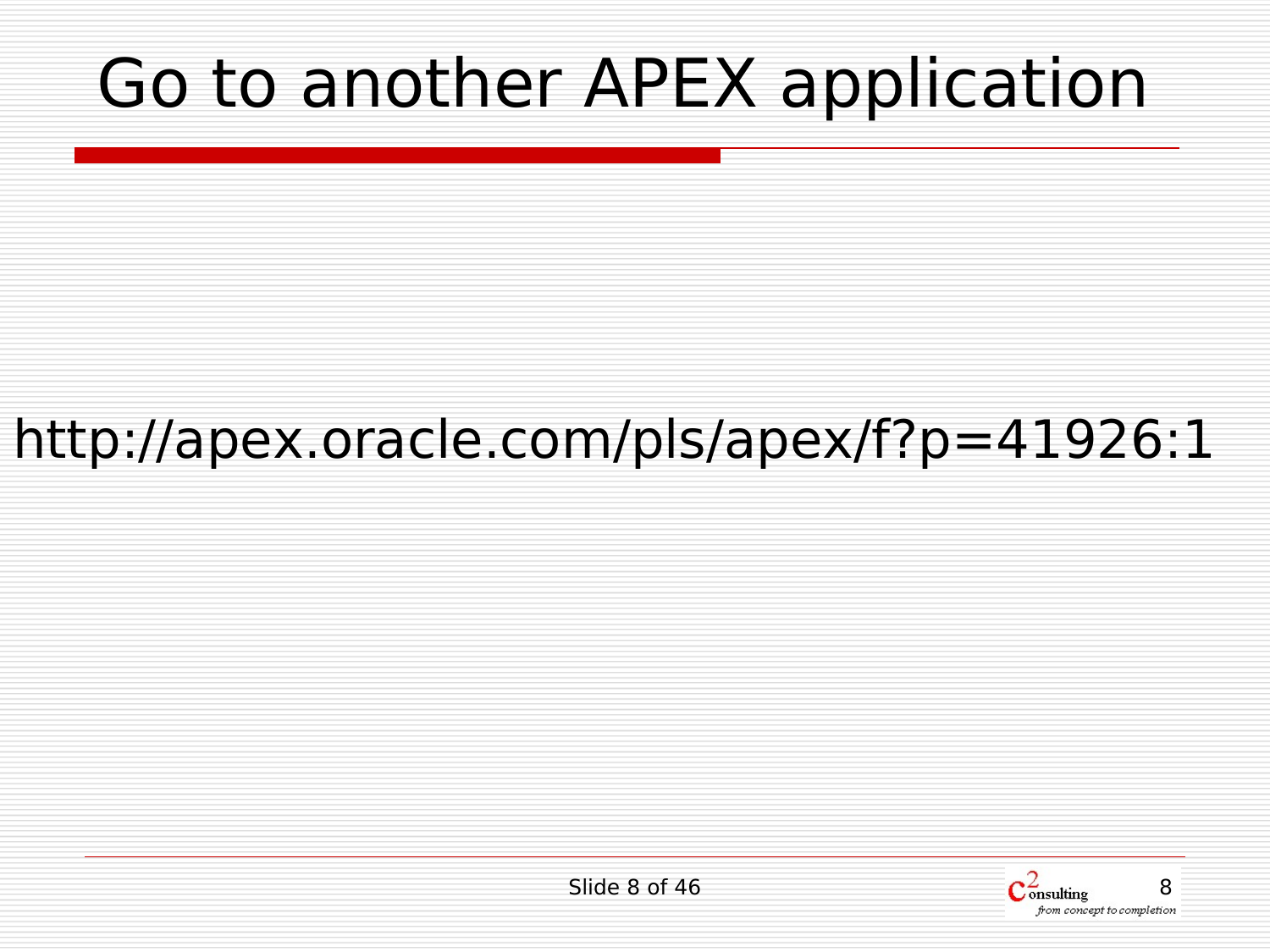# Go to another APEX application

http://apex.oracle.com/pls/apex/f?p=41926:1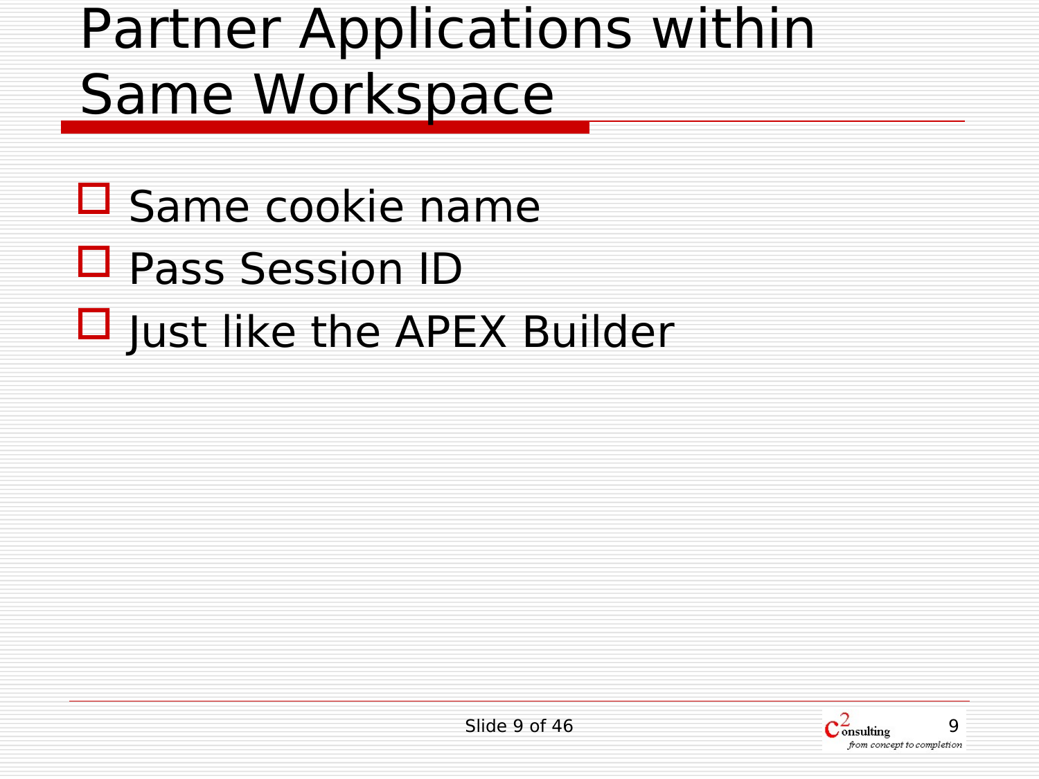# Partner Applications within Same Workspace

- Same cookie name
- Pass Session ID
- Just like the APEX Builder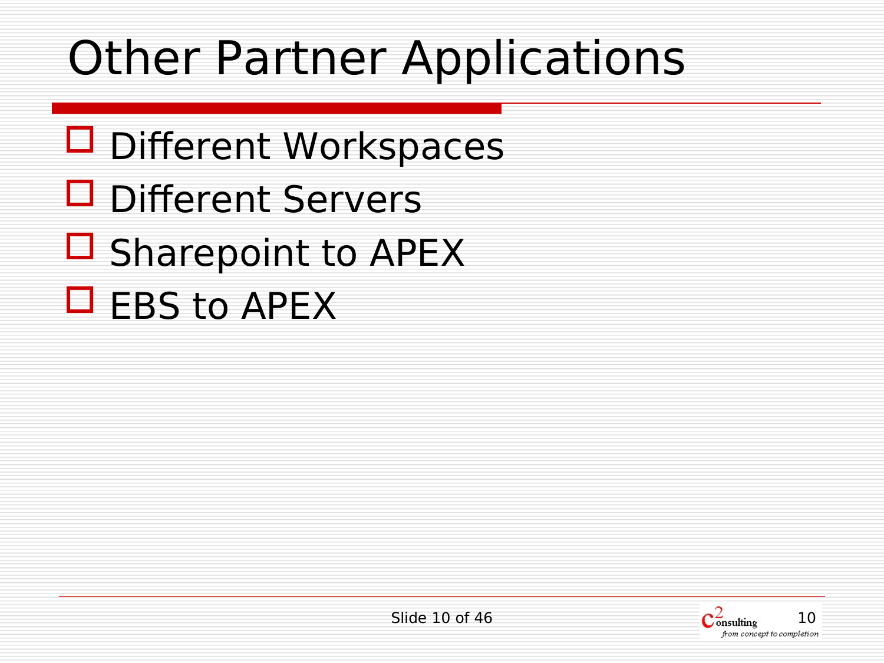# Other Partner Applications

- Different Workspaces
- Different Servers
- Sharepoint to APEX
- EBS to APEX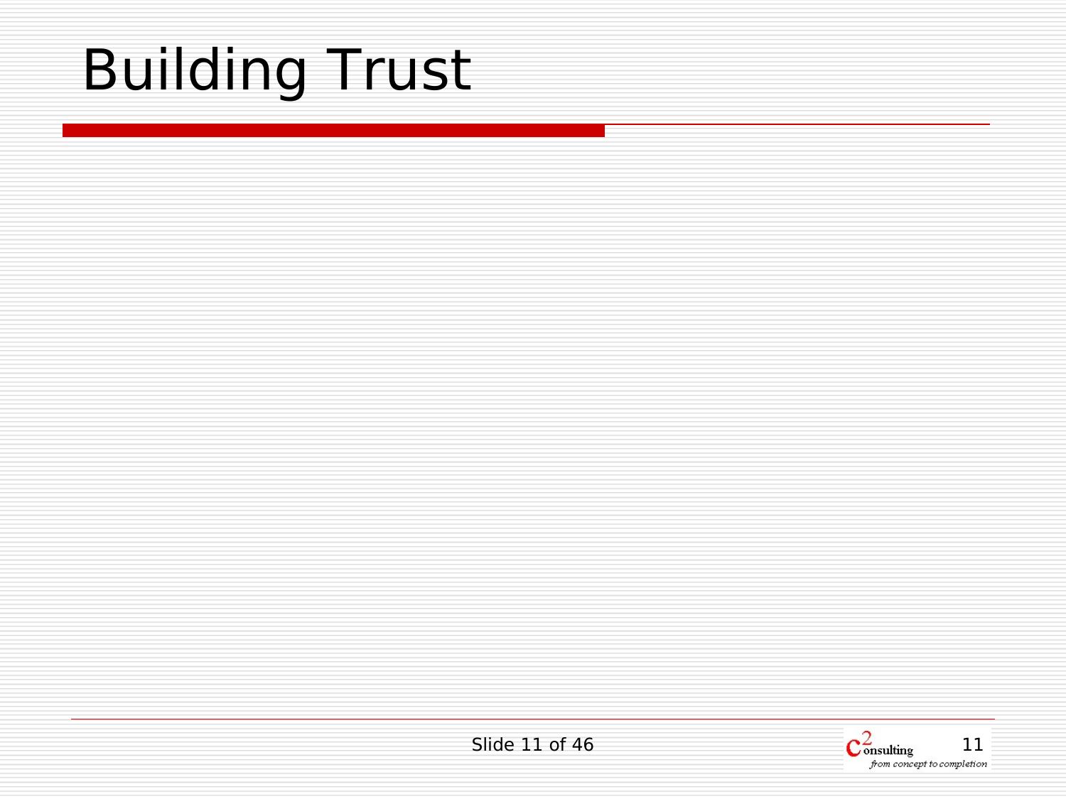# Building Trust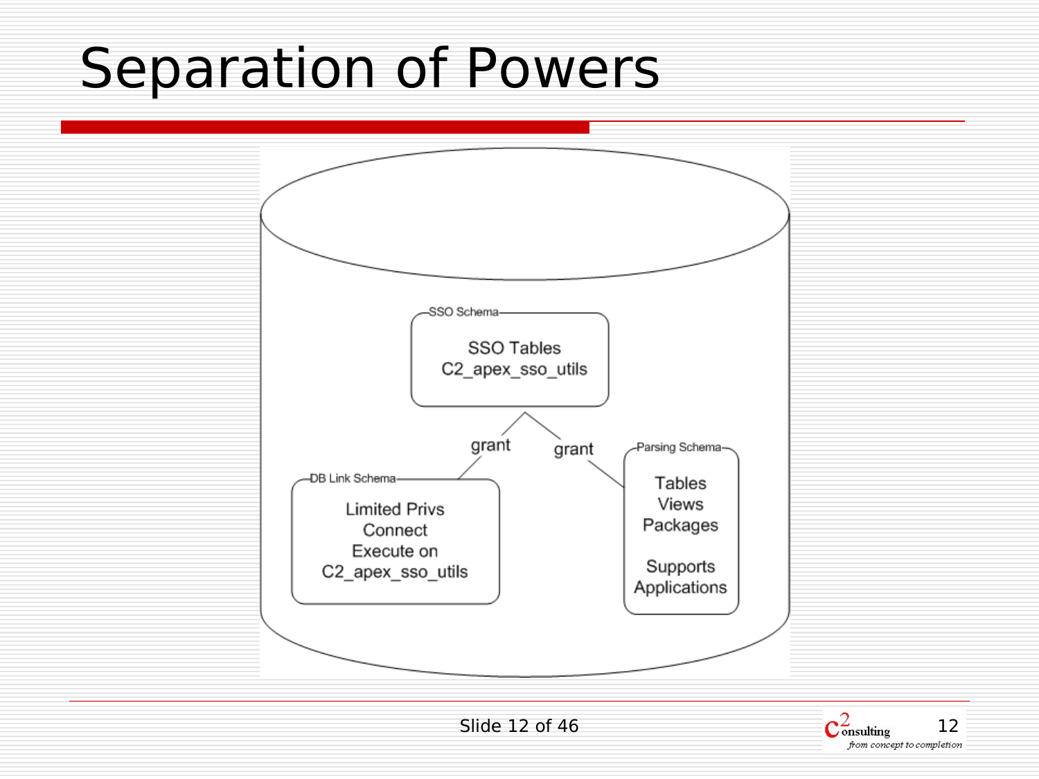# Separation of Powers

SSO Schema

SSO Tables
C2_apex_sso_utils

grant

grant

DB Link Schema

Limited Privs
Connect
Execute on
C2_apex_sso_utils

Parsing Schema

Tables
Views
Packages

Supports
Applications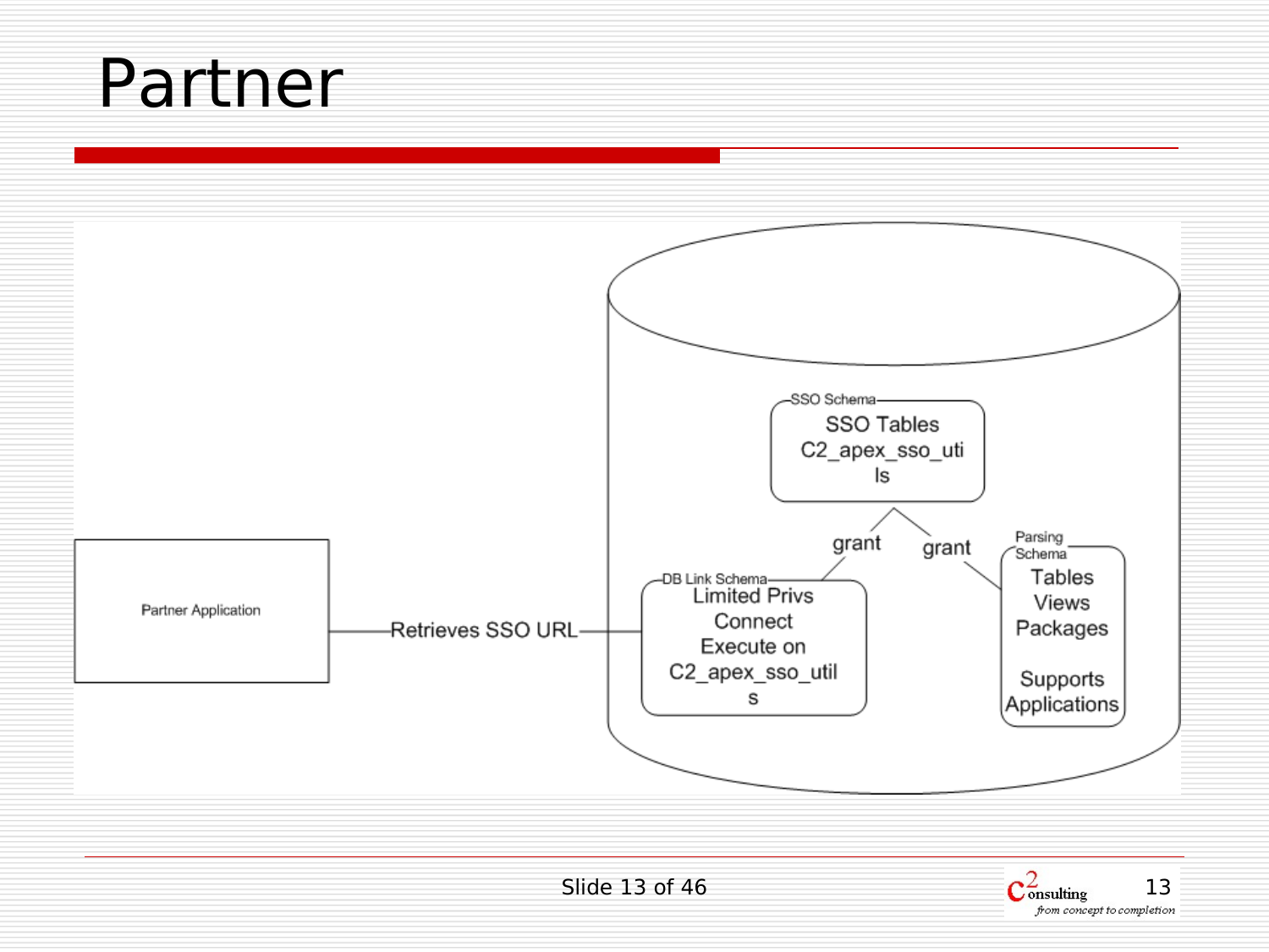# Partner

Partner Application — Retrieves SSO URL → DB Link Schema

**SSO Schema**
SSO Tables
C2_apex_sso_utils

**DB Link Schema**
Limited Privs
Connect
Execute on C2_apex_sso_utils

**Parsing Schema**
Tables
Views
Packages

Supports Applications

grant (SSO Schema → DB Link Schema)

grant (SSO Schema → Parsing Schema)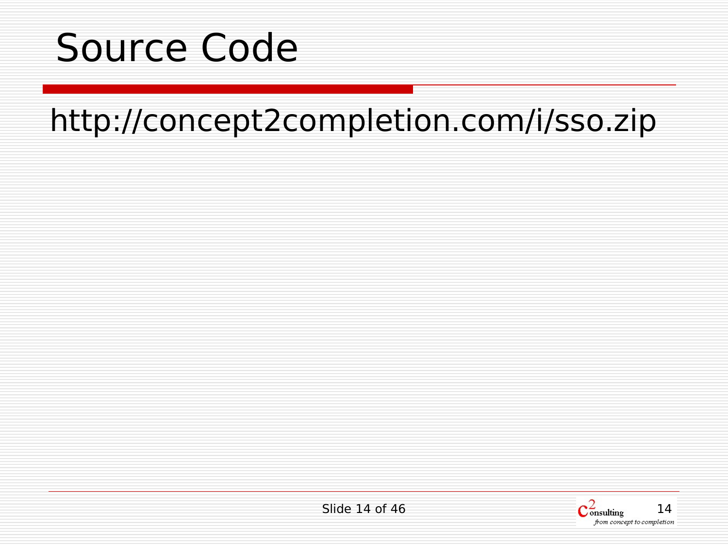# Source Code

http://concept2completion.com/i/sso.zip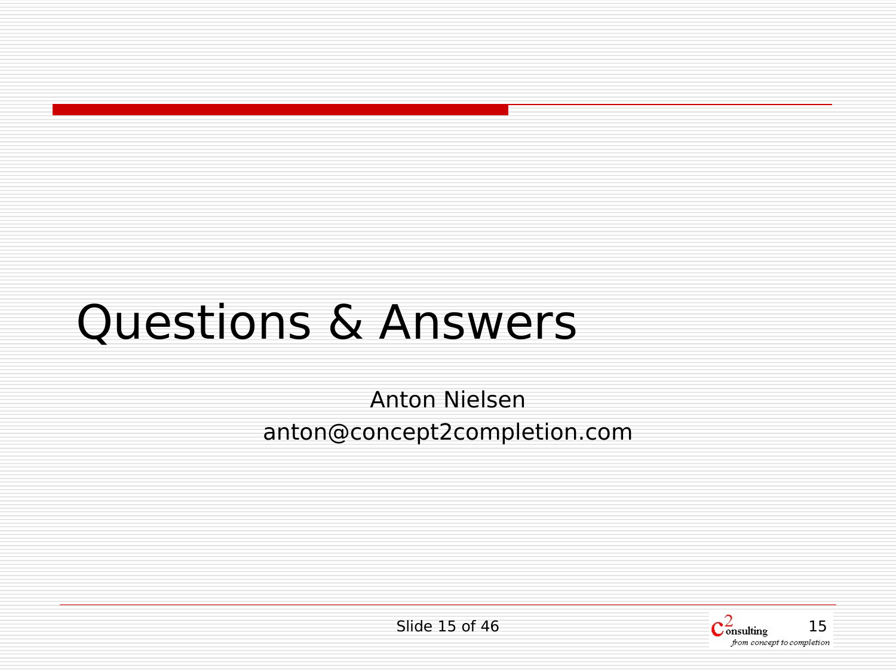# Questions & Answers

Anton Nielsen

anton@concept2completion.com